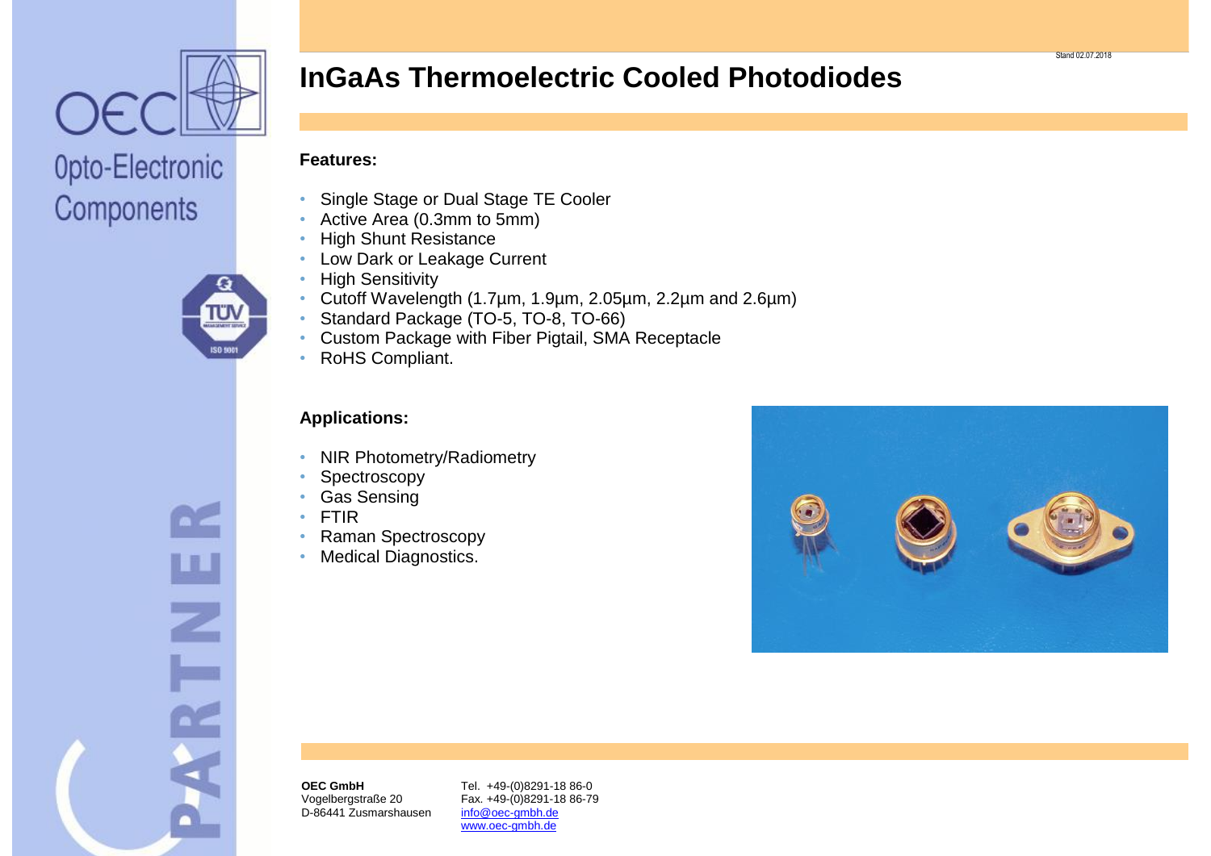OEC

Opto-Electronic Components

Stand 02.07.2018

# InGaAs Thermoelectric Cooled Photodiodes

**Features:**

- Single Stage or Dual Stage TE Cooler
- Active Area (0.3mm to 5mm)
- High Shunt Resistance
- Low Dark or Leakage Current
- High Sensitivity
- Cutoff Wavelength (1.7µm, 1.9µm, 2.05µm, 2.2µm and 2.6µm)
- Standard Package (TO-5, TO-8, TO-66)
- Custom Package with Fiber Pigtail, SMA Receptacle
- RoHS Compliant.

**Applications:**

- NIR Photometry/Radiometry
- Spectroscopy
- Gas Sensing
- FTIR
- Raman Spectroscopy
- Medical Diagnostics.

**OEC GmbH**
Vogelbergstraße 20
D-86441 Zusmarshausen

Tel. +49-(0)8291-18 86-0
Fax. +49-(0)8291-18 86-79
info@oec-gmbh.de
www.oec-gmbh.de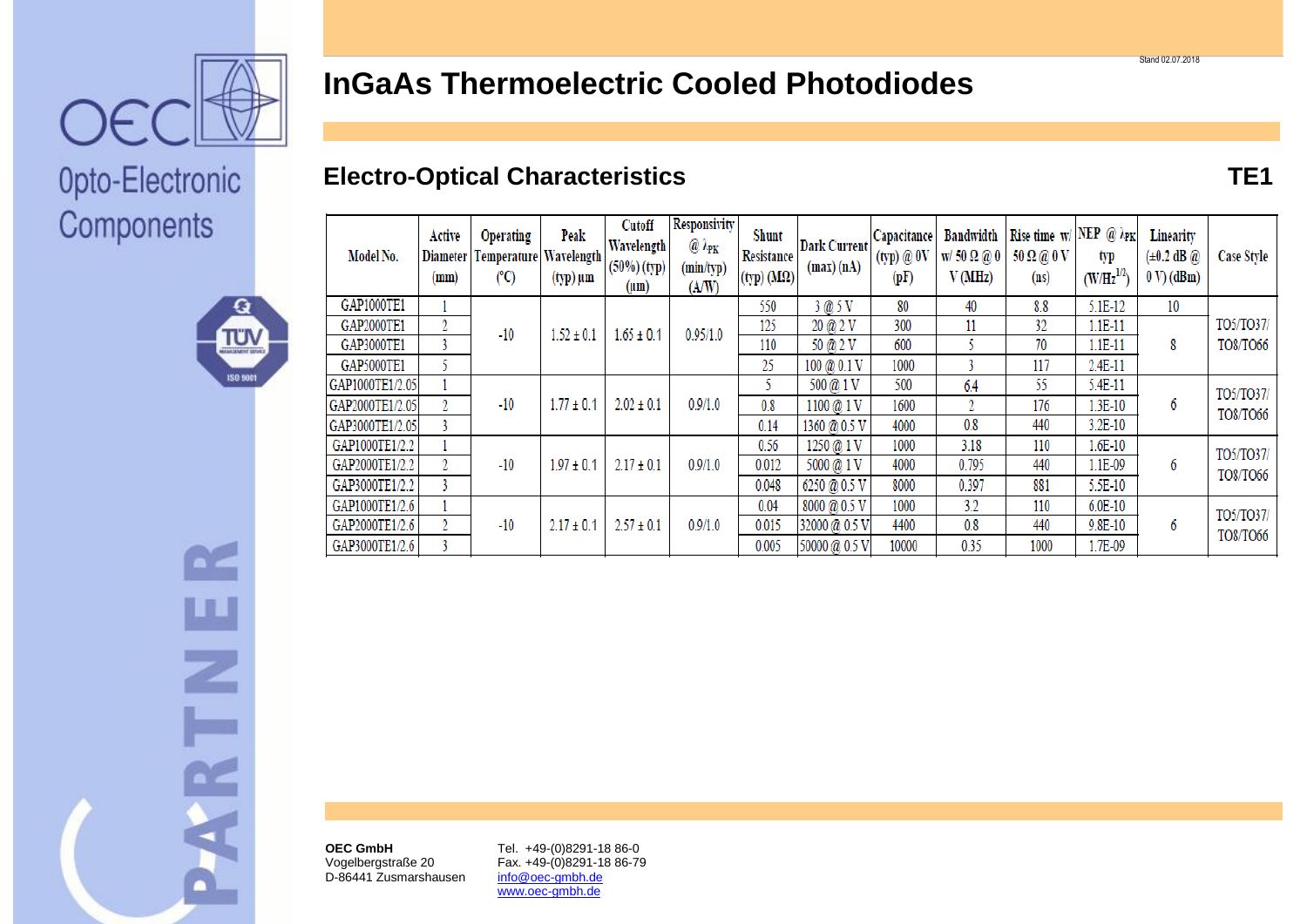# InGaAs Thermoelectric Cooled Photodiodes

## Electro-Optical Characteristics

**TE1**

| Model No. | Active Diameter (mm) | Operating Temperature (°C) | Peak Wavelength (typ) µm | Cutoff Wavelength (50%) (typ) (µm) | Responsivity @ $\lambda_{PK}$ (min/typ) (A/W) | Shunt Resistance (typ) (MΩ) | Dark Current (max) (nA) | Capacitance (typ) @ 0V (pF) | Bandwidth w/ 50 Ω @ 0 V (MHz) | Rise time w/ 50 Ω @ 0 V (ns) | NEP @ $\lambda_{PK}$ typ (W/Hz$^{1/2}$) | Linearity (±0.2 dB @ 0 V) (dBm) | Case Style |
|---|---|---|---|---|---|---|---|---|---|---|---|---|---|
| GAP1000TE1 | 1 | -10 | 1.52 ± 0.1 | 1.65 ± 0.1 | 0.95/1.0 | 550 | 3 @ 5 V | 80 | 40 | 8.8 | 5.1E-12 | 10 | TO5/TO37/ TO8/TO66 |
| GAP2000TE1 | 2 | | | | | 125 | 20 @ 2 V | 300 | 11 | 32 | 1.1E-11 | 8 | |
| GAP3000TE1 | 3 | | | | | 110 | 50 @ 2 V | 600 | 5 | 70 | 1.1E-11 | | |
| GAP5000TE1 | 5 | | | | | 25 | 100 @ 0.1 V | 1000 | 3 | 117 | 2.4E-11 | | |
| GAP1000TE1/2.05 | 1 | -10 | 1.77 ± 0.1 | 2.02 ± 0.1 | 0.9/1.0 | 5 | 500 @ 1 V | 500 | 6.4 | 55 | 5.4E-11 | 6 | TO5/TO37/ TO8/TO66 |
| GAP2000TE1/2.05 | 2 | | | | | 0.8 | 1100 @ 1 V | 1600 | 2 | 176 | 1.3E-10 | | |
| GAP3000TE1/2.05 | 3 | | | | | 0.14 | 1360 @ 0.5 V | 4000 | 0.8 | 440 | 3.2E-10 | | |
| GAP1000TE1/2.2 | 1 | -10 | 1.97 ± 0.1 | 2.17 ± 0.1 | 0.9/1.0 | 0.56 | 1250 @ 1 V | 1000 | 3.18 | 110 | 1.6E-10 | 6 | TO5/TO37/ TO8/TO66 |
| GAP2000TE1/2.2 | 2 | | | | | 0.012 | 5000 @ 1 V | 4000 | 0.795 | 440 | 1.1E-09 | | |
| GAP3000TE1/2.2 | 3 | | | | | 0.048 | 6250 @ 0.5 V | 8000 | 0.397 | 881 | 5.5E-10 | | |
| GAP1000TE1/2.6 | 1 | -10 | 2.17 ± 0.1 | 2.57 ± 0.1 | 0.9/1.0 | 0.04 | 8000 @ 0.5 V | 1000 | 3.2 | 110 | 6.0E-10 | 6 | TO5/TO37/ TO8/TO66 |
| GAP2000TE1/2.6 | 2 | | | | | 0.015 | 32000 @ 0.5 V | 4400 | 0.8 | 440 | 9.8E-10 | | |
| GAP3000TE1/2.6 | 3 | | | | | 0.005 | 50000 @ 0.5 V | 10000 | 0.35 | 1000 | 1.7E-09 | | |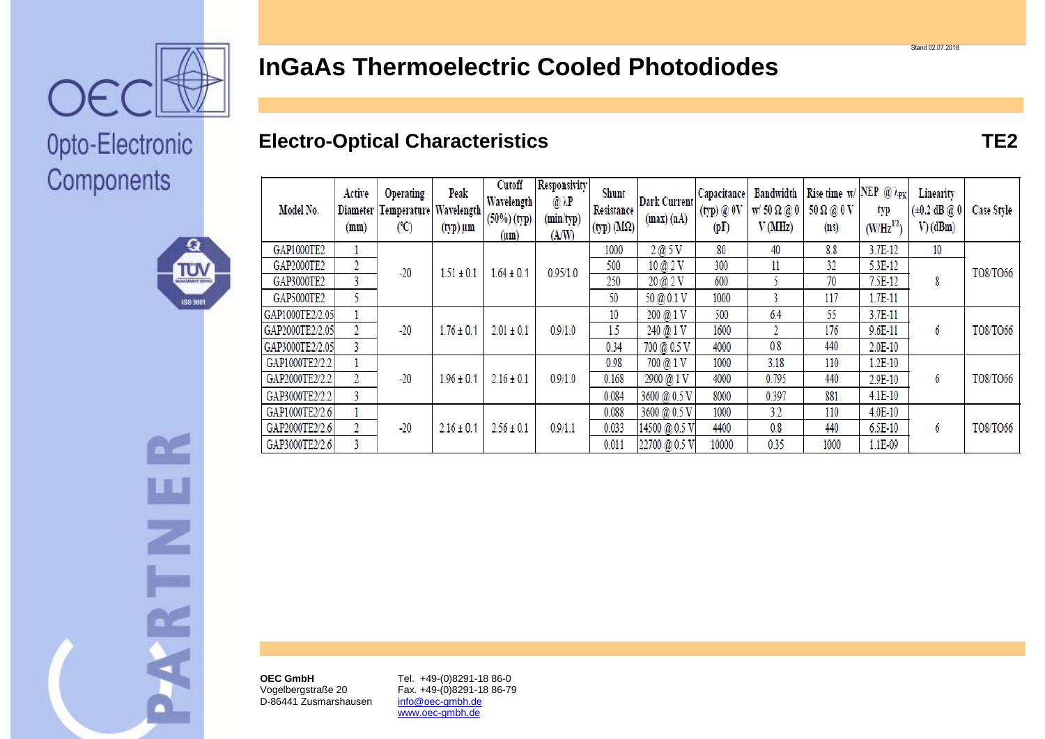# InGaAs Thermoelectric Cooled Photodiodes

## Electro-Optical Characteristics

**TE2**

| Model No. | Active Diameter (mm) | Operating Temperature (°C) | Peak Wavelength (typ) µm | Cutoff Wavelength (50%) (typ) (µm) | Responsivity @ λP (min/typ) (A/W) | Shunt Resistance (typ) (MΩ) | Dark Current (max) (nA) | Capacitance (typ) @ 0V (pF) | Bandwidth w/ 50 Ω @ 0 V (MHz) | Rise time w/ 50 Ω @ 0 V (ns) | NEP @ $\lambda_{PK}$ typ ($W/Hz^{1/2}$) | Linearity (±0.2 dB @ 0 V) (dBm) | Case Style |
|---|---|---|---|---|---|---|---|---|---|---|---|---|---|
| GAP1000TE2 | 1 | -20 | 1.51 ± 0.1 | 1.64 ± 0.1 | 0.95/1.0 | 1000 | 2 @ 5 V | 80 | 40 | 8.8 | 3.7E-12 | 10 | TO8/TO66 |
| GAP2000TE2 | 2 | | | | | 500 | 10 @ 2 V | 300 | 11 | 32 | 5.3E-12 | 8 | |
| GAP3000TE2 | 3 | | | | | 250 | 20 @ 2 V | 600 | 5 | 70 | 7.5E-12 | | |
| GAP5000TE2 | 5 | | | | | 50 | 50 @ 0.1 V | 1000 | 3 | 117 | 1.7E-11 | | |
| GAP1000TE2/2.05 | 1 | -20 | 1.76 ± 0.1 | 2.01 ± 0.1 | 0.9/1.0 | 10 | 200 @ 1 V | 500 | 6.4 | 55 | 3.7E-11 | 6 | TO8/TO66 |
| GAP2000TE2/2.05 | 2 | | | | | 1.5 | 240 @ 1 V | 1600 | 2 | 176 | 9.6E-11 | | |
| GAP3000TE2/2.05 | 3 | | | | | 0.34 | 700 @ 0.5 V | 4000 | 0.8 | 440 | 2.0E-10 | | |
| GAP1000TE2/2.2 | 1 | -20 | 1.96 ± 0.1 | 2.16 ± 0.1 | 0.9/1.0 | 0.98 | 700 @ 1 V | 1000 | 3.18 | 110 | 1.2E-10 | 6 | TO8/TO66 |
| GAP2000TE2/2.2 | 2 | | | | | 0.168 | 2900 @ 1 V | 4000 | 0.795 | 440 | 2.9E-10 | | |
| GAP3000TE2/2.2 | 3 | | | | | 0.084 | 3600 @ 0.5 V | 8000 | 0.397 | 881 | 4.1E-10 | | |
| GAP1000TE2/2.6 | 1 | -20 | 2.16 ± 0.1 | 2.56 ± 0.1 | 0.9/1.1 | 0.088 | 3600 @ 0.5 V | 1000 | 3.2 | 110 | 4.0E-10 | 6 | TO8/TO66 |
| GAP2000TE2/2.6 | 2 | | | | | 0.033 | 14500 @ 0.5 V | 4400 | 0.8 | 440 | 6.5E-10 | | |
| GAP3000TE2/2.6 | 3 | | | | | 0.011 | 22700 @ 0.5 V | 10000 | 0.35 | 1000 | 1.1E-09 | | |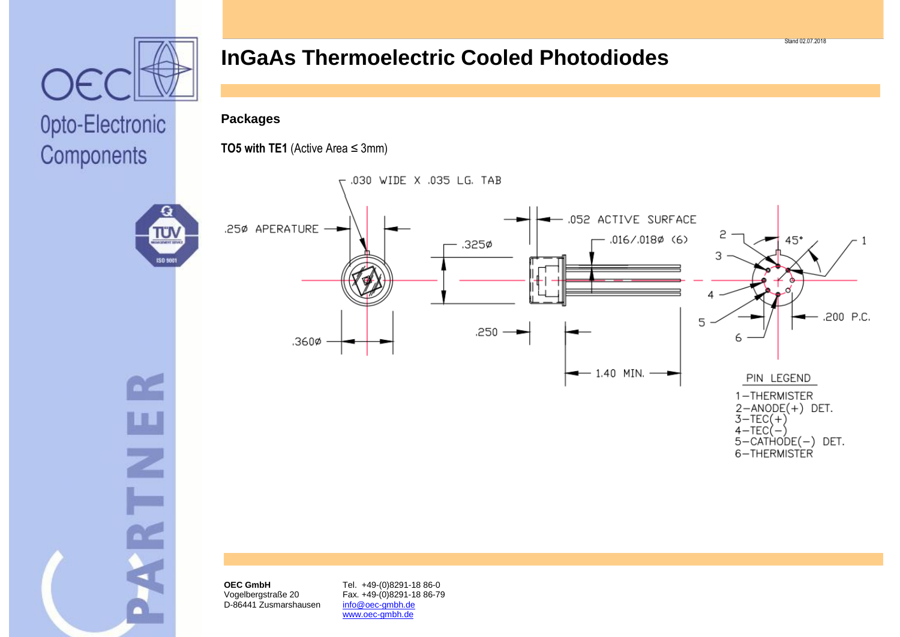# InGaAs Thermoelectric Cooled Photodiodes

## Packages

**TO5 with TE1** (Active Area ≤ 3mm)

.030 WIDE X .035 LG. TAB

.25ø APERATURE

.325ø

.052 ACTIVE SURFACE

.016/.018ø (6)

.360ø

.250

1.40 MIN.

45°

.200 P.C.

PIN LEGEND

1–THERMISTER
2–ANODE(+) DET.
3–TEC(+)
4–TEC(–)
5–CATHODE(–) DET.
6–THERMISTER

**OEC GmbH**
Vogelbergstraße 20
D-86441 Zusmarshausen

Tel. +49-(0)8291-18 86-0
Fax. +49-(0)8291-18 86-79
info@oec-gmbh.de
www.oec-gmbh.de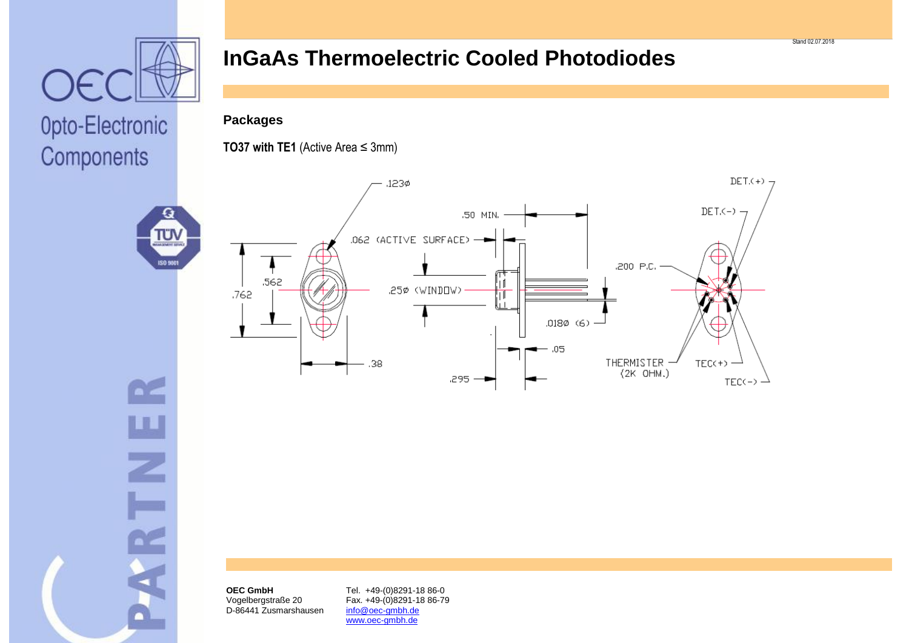# InGaAs Thermoelectric Cooled Photodiodes

## Packages

**TO37 with TE1** (Active Area ≤ 3mm)

.123ø

.50 MIN.

.062 (ACTIVE SURFACE)

.562

.762

.25ø (WINDOW)

.200 P.C.

.0180 (6)

.05

.38

.295

DET.(+)

DET.(-)

THERMISTER (2K OHM.)

TEC(+)

TEC(-)

**OEC GmbH**
Vogelbergstraße 20
D-86441 Zusmarshausen

Tel. +49-(0)8291-18 86-0
Fax. +49-(0)8291-18 86-79
info@oec-gmbh.de
www.oec-gmbh.de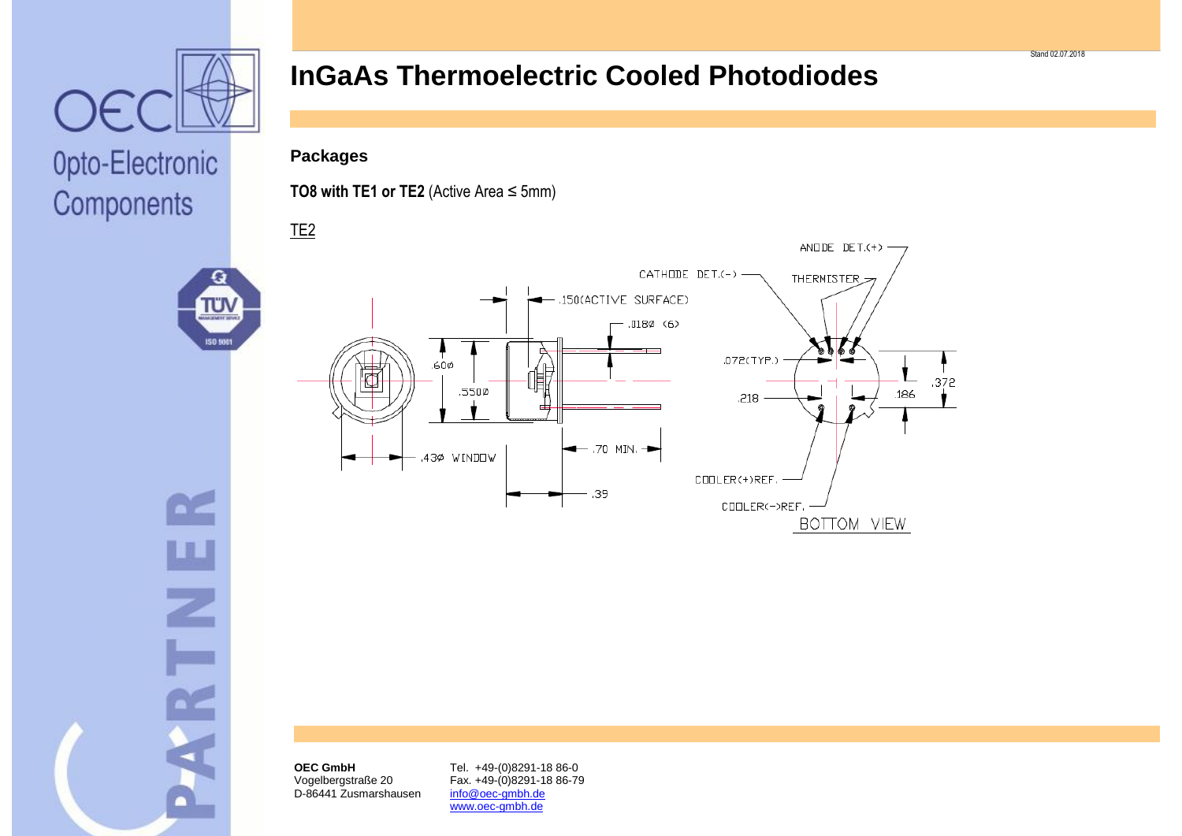# InGaAs Thermoelectric Cooled Photodiodes

## Packages

**TO8 with TE1 or TE2** (Active Area ≤ 5mm)

TE2

ANODE DET.(+)

CATHODE DET.(-)

THERMISTER

.150(ACTIVE SURFACE)

.018Ø (6)

.60Ø

.550Ø

.072(TYP.)

.372

.218

.186

.43Ø WINDOW

.70 MIN.

.39

COOLER(+)REF.

COOLER(-)REF.

BOTTOM VIEW

**OEC GmbH**
Vogelbergstraße 20
D-86441 Zusmarshausen

Tel. +49-(0)8291-18 86-0
Fax. +49-(0)8291-18 86-79
info@oec-gmbh.de
www.oec-gmbh.de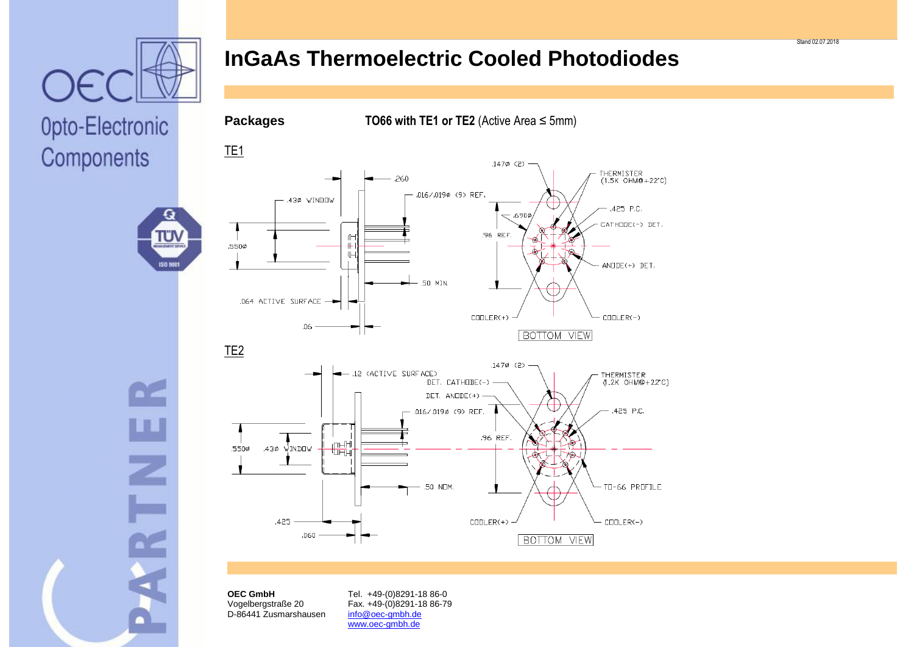# InGaAs Thermoelectric Cooled Photodiodes

**Packages** **TO66 with TE1 or TE2** (Active Area ≤ 5mm)

TE1

.260

.016/.019ø (9) REF.

.43ø WINDOW

.550ø

.50 MIN.

.064 ACTIVE SURFACE

.06

.147ø (2)

THERMISTER (1.5K OHM@+22°C)

.425 P.C.

.690ø

CATHODE(-) DET.

.96 REF.

ANODE(+) DET.

COOLER(+)

COOLER(-)

BOTTOM VIEW

TE2

.12 (ACTIVE SURFACE)

DET. CATHODE(-)

DET. ANODE(+)

.016/.019ø (9) REF.

.550ø

.43ø WINDOW

.50 NOM.

.425

.060

.147ø (2)

THERMISTER (1.2K OHM@+22°C)

.425 P.C.

.96 REF.

TO-66 PROFILE

COOLER(+)

COOLER(-)

BOTTOM VIEW

**OEC GmbH**
Vogelbergstraße 20
D-86441 Zusmarshausen

Tel. +49-(0)8291-18 86-0
Fax. +49-(0)8291-18 86-79
info@oec-gmbh.de
www.oec-gmbh.de